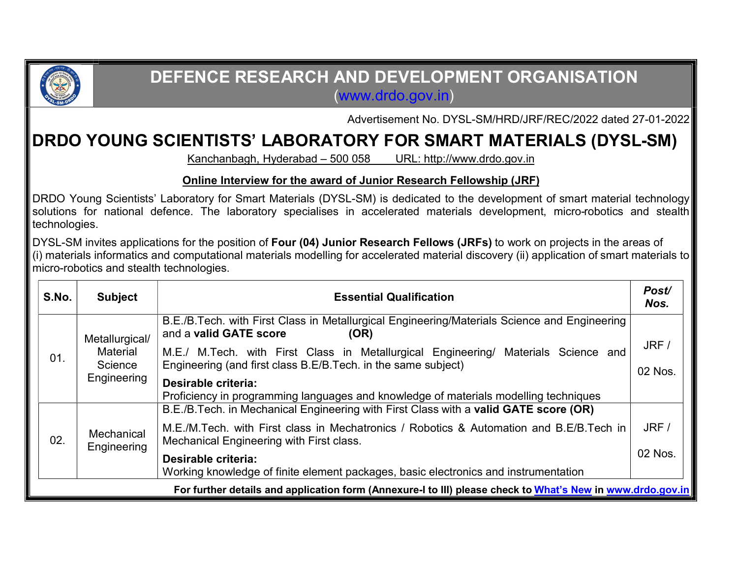# DEFENCE RESEARCH AND DEVELOPMENT ORGANISATION

(www.drdo.gov.in)

Advertisement No. DYSL-SM/HRD/JRF/REC/2022 dated 27-01-2022

# DRDO YOUNG SCIENTISTS' LABORATORY FOR SMART MATERIALS (DYSL-SM)

Kanchanbagh, Hyderabad – 500 058 URL: http://www.drdo.gov.in

## Online Interview for the award of Junior Research Fellowship (JRF)

DRDO Young Scientists' Laboratory for Smart Materials (DYSL-SM) is dedicated to the development of smart material technology solutions for national defence. The laboratory specialises in accelerated materials development, micro-robotics and stealth technologies.

DYSL-SM invites applications for the position of **Four (04) Junior Research Fellows (JRFs)** to work on projects in the areas of (i) materials informatics and computational materials modelling for accelerated material discovery (ii) application of smart materials to micro-robotics and stealth technologies.

| S.No. | Subject | Essential Qualification | *Post/ Nos.* |
|---|---|---|---|
| 01. | Metallurgical/ Material Science Engineering | B.E./B.Tech. with First Class in Metallurgical Engineering/Materials Science and Engineering and a **valid GATE score** **(OR)**<br>M.E./ M.Tech. with First Class in Metallurgical Engineering/ Materials Science and Engineering (and first class B.E/B.Tech. in the same subject)<br>**Desirable criteria:**<br>Proficiency in programming languages and knowledge of materials modelling techniques | JRF / 02 Nos. |
| 02. | Mechanical Engineering | B.E./B.Tech. in Mechanical Engineering with First Class with a **valid GATE score (OR)**<br>M.E./M.Tech. with First class in Mechatronics / Robotics & Automation and B.E/B.Tech in Mechanical Engineering with First class.<br>**Desirable criteria:**<br>Working knowledge of finite element packages, basic electronics and instrumentation | JRF / 02 Nos. |

**For further details and application form (Annexure-I to III) please check to What's New in www.drdo.gov.in**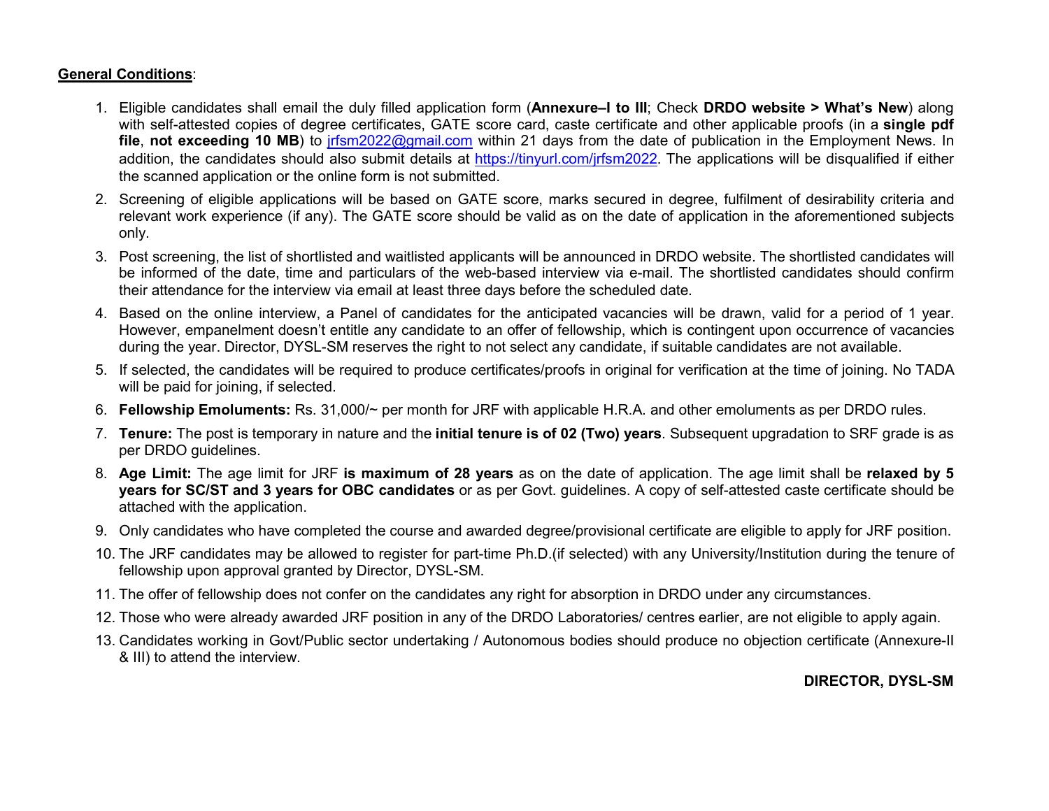**General Conditions**:

1. Eligible candidates shall email the duly filled application form (**Annexure–I to III**; Check **DRDO website > What's New**) along with self-attested copies of degree certificates, GATE score card, caste certificate and other applicable proofs (in a **single pdf file**, **not exceeding 10 MB**) to jrfsm2022@gmail.com within 21 days from the date of publication in the Employment News. In addition, the candidates should also submit details at https://tinyurl.com/jrfsm2022. The applications will be disqualified if either the scanned application or the online form is not submitted.
2. Screening of eligible applications will be based on GATE score, marks secured in degree, fulfilment of desirability criteria and relevant work experience (if any). The GATE score should be valid as on the date of application in the aforementioned subjects only.
3. Post screening, the list of shortlisted and waitlisted applicants will be announced in DRDO website. The shortlisted candidates will be informed of the date, time and particulars of the web-based interview via e-mail. The shortlisted candidates should confirm their attendance for the interview via email at least three days before the scheduled date.
4. Based on the online interview, a Panel of candidates for the anticipated vacancies will be drawn, valid for a period of 1 year. However, empanelment doesn't entitle any candidate to an offer of fellowship, which is contingent upon occurrence of vacancies during the year. Director, DYSL-SM reserves the right to not select any candidate, if suitable candidates are not available.
5. If selected, the candidates will be required to produce certificates/proofs in original for verification at the time of joining. No TADA will be paid for joining, if selected.
6. **Fellowship Emoluments:** Rs. 31,000/~ per month for JRF with applicable H.R.A. and other emoluments as per DRDO rules.
7. **Tenure:** The post is temporary in nature and the **initial tenure is of 02 (Two) years**. Subsequent upgradation to SRF grade is as per DRDO guidelines.
8. **Age Limit:** The age limit for JRF **is maximum of 28 years** as on the date of application. The age limit shall be **relaxed by 5 years for SC/ST and 3 years for OBC candidates** or as per Govt. guidelines. A copy of self-attested caste certificate should be attached with the application.
9. Only candidates who have completed the course and awarded degree/provisional certificate are eligible to apply for JRF position.
10. The JRF candidates may be allowed to register for part-time Ph.D.(if selected) with any University/Institution during the tenure of fellowship upon approval granted by Director, DYSL-SM.
11. The offer of fellowship does not confer on the candidates any right for absorption in DRDO under any circumstances.
12. Those who were already awarded JRF position in any of the DRDO Laboratories/ centres earlier, are not eligible to apply again.
13. Candidates working in Govt/Public sector undertaking / Autonomous bodies should produce no objection certificate (Annexure-II & III) to attend the interview.

**DIRECTOR, DYSL-SM**